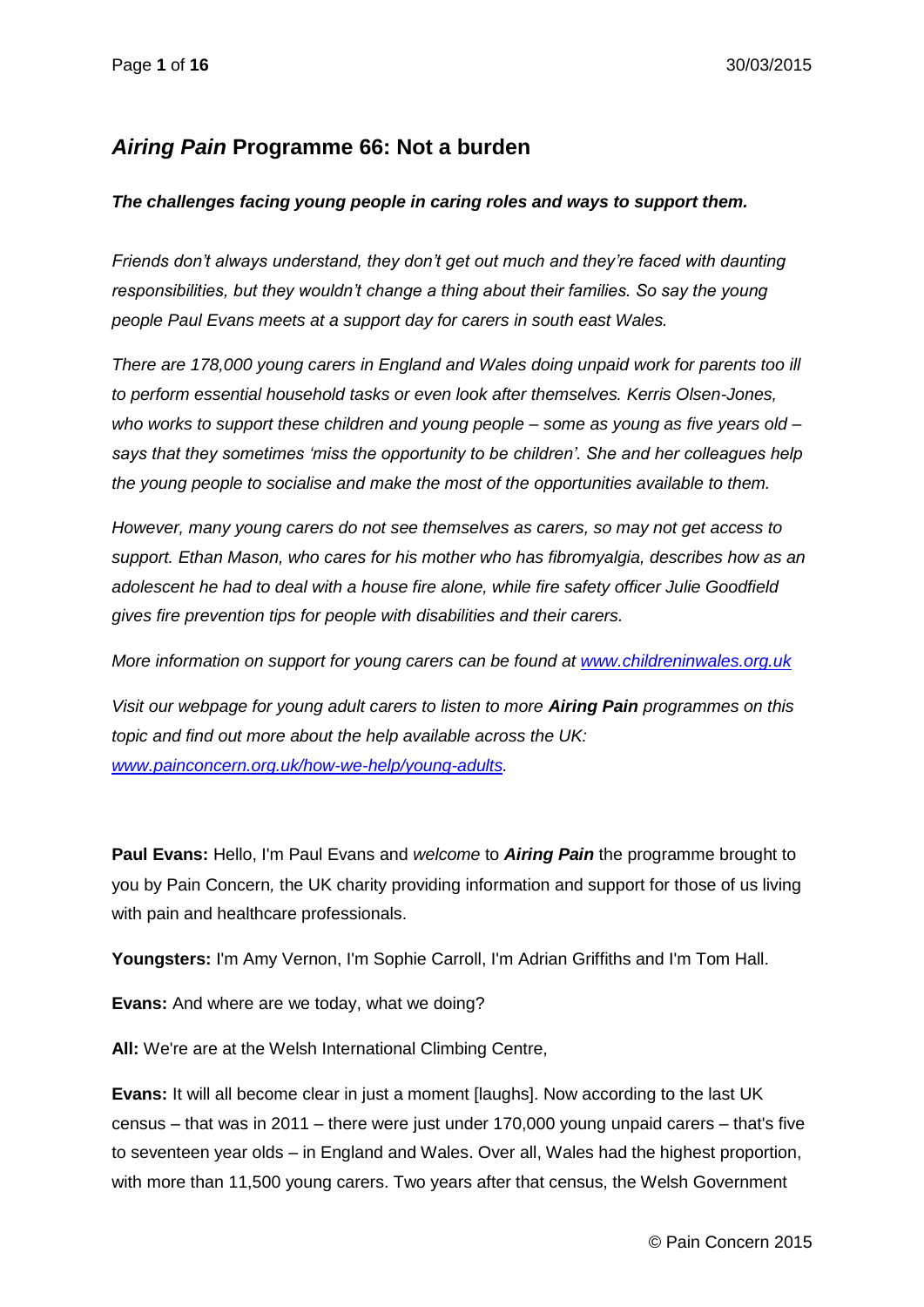# *Airing Pain* Programme 66: Not a burden

***The challenges facing young people in caring roles and ways to support them.***

*Friends don't always understand, they don't get out much and they're faced with daunting responsibilities, but they wouldn't change a thing about their families. So say the young people Paul Evans meets at a support day for carers in south east Wales.*

*There are 178,000 young carers in England and Wales doing unpaid work for parents too ill to perform essential household tasks or even look after themselves. Kerris Olsen-Jones, who works to support these children and young people – some as young as five years old – says that they sometimes 'miss the opportunity to be children'. She and her colleagues help the young people to socialise and make the most of the opportunities available to them.*

*However, many young carers do not see themselves as carers, so may not get access to support. Ethan Mason, who cares for his mother who has fibromyalgia, describes how as an adolescent he had to deal with a house fire alone, while fire safety officer Julie Goodfield gives fire prevention tips for people with disabilities and their carers.*

*More information on support for young carers can be found at [www.childreninwales.org.uk](http://www.childreninwales.org.uk)*

*Visit our webpage for young adult carers to listen to more **Airing Pain** programmes on this topic and find out more about the help available across the UK: [www.painconcern.org.uk/how-we-help/young-adults](http://www.painconcern.org.uk/how-we-help/young-adults).*

**Paul Evans:** Hello, I'm Paul Evans and *welcome* to ***Airing Pain*** the programme brought to you by Pain Concern, the UK charity providing information and support for those of us living with pain and healthcare professionals.

**Youngsters:** I'm Amy Vernon, I'm Sophie Carroll, I'm Adrian Griffiths and I'm Tom Hall.

**Evans:** And where are we today, what we doing?

**All:** We're are at the Welsh International Climbing Centre,

**Evans:** It will all become clear in just a moment [laughs]. Now according to the last UK census – that was in 2011 – there were just under 170,000 young unpaid carers – that's five to seventeen year olds – in England and Wales. Over all, Wales had the highest proportion, with more than 11,500 young carers. Two years after that census, the Welsh Government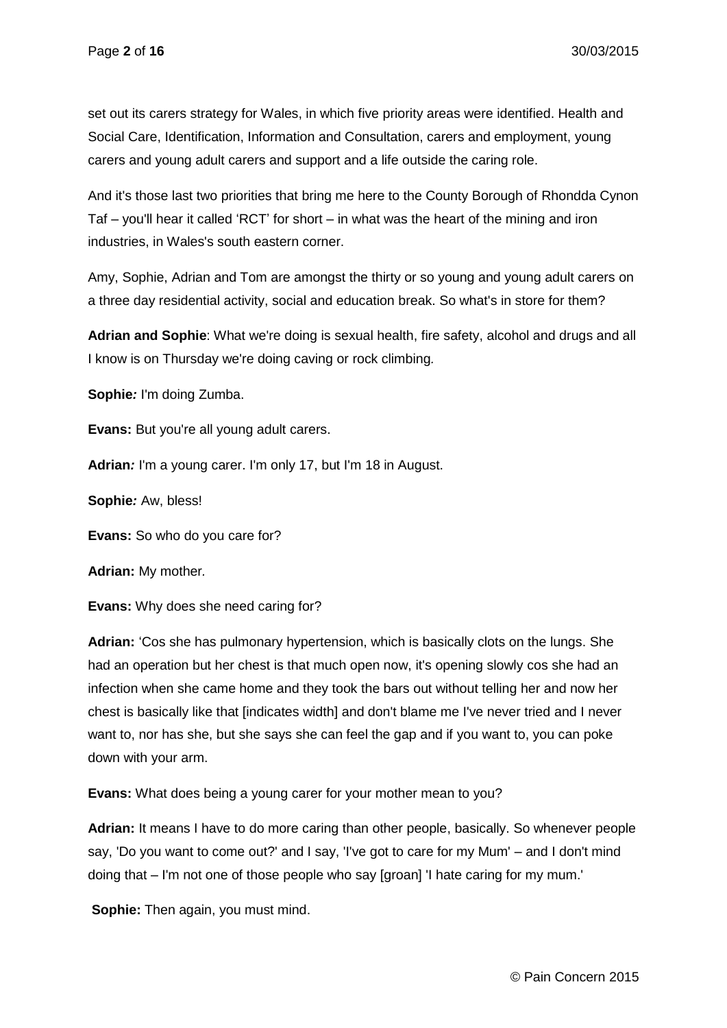set out its carers strategy for Wales, in which five priority areas were identified. Health and Social Care, Identification, Information and Consultation, carers and employment, young carers and young adult carers and support and a life outside the caring role.

And it's those last two priorities that bring me here to the County Borough of Rhondda Cynon Taf – you'll hear it called 'RCT' for short – in what was the heart of the mining and iron industries, in Wales's south eastern corner.

Amy, Sophie, Adrian and Tom are amongst the thirty or so young and young adult carers on a three day residential activity, social and education break. So what's in store for them?

**Adrian and Sophie**: What we're doing is sexual health, fire safety, alcohol and drugs and all I know is on Thursday we're doing caving or rock climbing.

**Sophie***:* I'm doing Zumba.

**Evans:** But you're all young adult carers.

**Adrian***:* I'm a young carer. I'm only 17, but I'm 18 in August.

**Sophie***:* Aw, bless!

**Evans:** So who do you care for?

**Adrian:** My mother.

**Evans:** Why does she need caring for?

**Adrian:** 'Cos she has pulmonary hypertension, which is basically clots on the lungs. She had an operation but her chest is that much open now, it's opening slowly cos she had an infection when she came home and they took the bars out without telling her and now her chest is basically like that [indicates width] and don't blame me I've never tried and I never want to, nor has she, but she says she can feel the gap and if you want to, you can poke down with your arm.

**Evans:** What does being a young carer for your mother mean to you?

**Adrian:** It means I have to do more caring than other people, basically. So whenever people say, 'Do you want to come out?' and I say, 'I've got to care for my Mum' – and I don't mind doing that – I'm not one of those people who say [groan] 'I hate caring for my mum.'

**Sophie:** Then again, you must mind.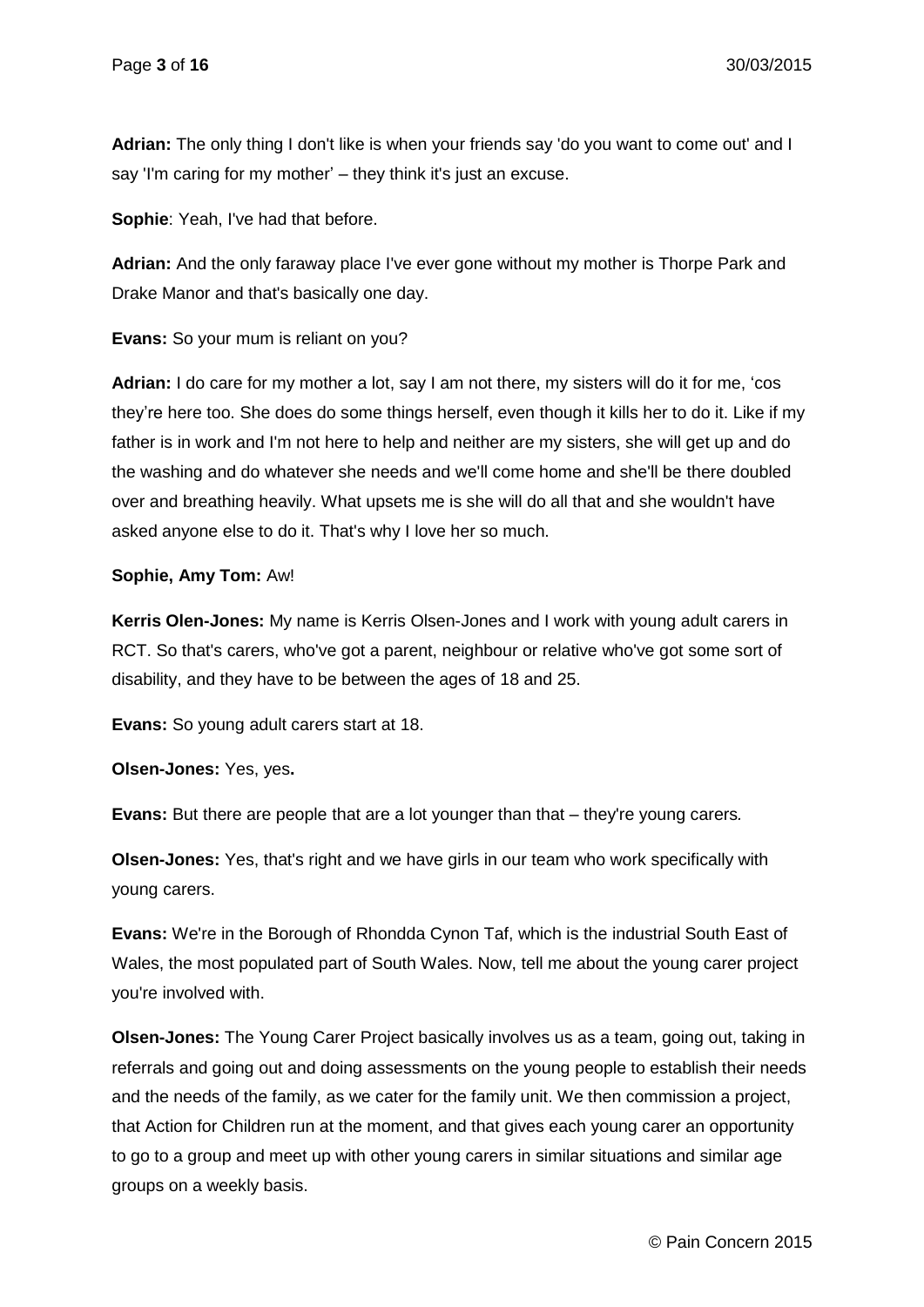**Adrian:** The only thing I don't like is when your friends say 'do you want to come out' and I say 'I'm caring for my mother' – they think it's just an excuse.

**Sophie**: Yeah, I've had that before.

**Adrian:** And the only faraway place I've ever gone without my mother is Thorpe Park and Drake Manor and that's basically one day.

**Evans:** So your mum is reliant on you?

**Adrian:** I do care for my mother a lot, say I am not there, my sisters will do it for me, 'cos they're here too. She does do some things herself, even though it kills her to do it. Like if my father is in work and I'm not here to help and neither are my sisters, she will get up and do the washing and do whatever she needs and we'll come home and she'll be there doubled over and breathing heavily. What upsets me is she will do all that and she wouldn't have asked anyone else to do it. That's why I love her so much.

**Sophie, Amy Tom:** Aw!

**Kerris Olen-Jones:** My name is Kerris Olsen-Jones and I work with young adult carers in RCT. So that's carers, who've got a parent, neighbour or relative who've got some sort of disability, and they have to be between the ages of 18 and 25.

**Evans:** So young adult carers start at 18.

**Olsen-Jones:** Yes, yes**.**

**Evans:** But there are people that are a lot younger than that – they're young carers.

**Olsen-Jones:** Yes, that's right and we have girls in our team who work specifically with young carers.

**Evans:** We're in the Borough of Rhondda Cynon Taf, which is the industrial South East of Wales, the most populated part of South Wales. Now, tell me about the young carer project you're involved with.

**Olsen-Jones:** The Young Carer Project basically involves us as a team, going out, taking in referrals and going out and doing assessments on the young people to establish their needs and the needs of the family, as we cater for the family unit. We then commission a project, that Action for Children run at the moment, and that gives each young carer an opportunity to go to a group and meet up with other young carers in similar situations and similar age groups on a weekly basis.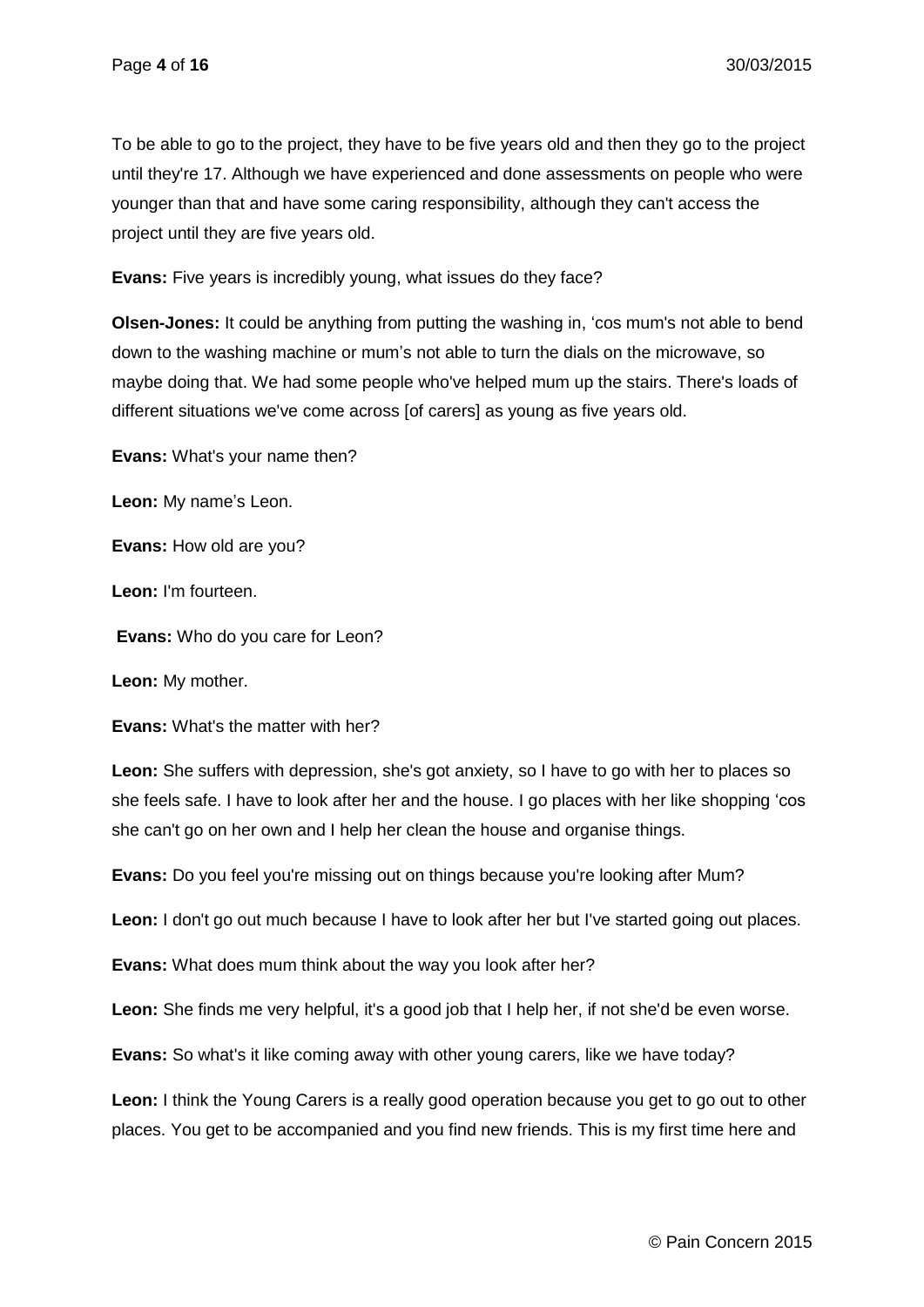To be able to go to the project, they have to be five years old and then they go to the project until they're 17. Although we have experienced and done assessments on people who were younger than that and have some caring responsibility, although they can't access the project until they are five years old.

**Evans:** Five years is incredibly young, what issues do they face?

**Olsen-Jones:** It could be anything from putting the washing in, 'cos mum's not able to bend down to the washing machine or mum's not able to turn the dials on the microwave, so maybe doing that. We had some people who've helped mum up the stairs. There's loads of different situations we've come across [of carers] as young as five years old.

**Evans:** What's your name then?

**Leon:** My name's Leon.

**Evans:** How old are you?

**Leon:** I'm fourteen.

**Evans:** Who do you care for Leon?

**Leon:** My mother.

**Evans:** What's the matter with her?

**Leon:** She suffers with depression, she's got anxiety, so I have to go with her to places so she feels safe. I have to look after her and the house. I go places with her like shopping 'cos she can't go on her own and I help her clean the house and organise things.

**Evans:** Do you feel you're missing out on things because you're looking after Mum?

**Leon:** I don't go out much because I have to look after her but I've started going out places.

**Evans:** What does mum think about the way you look after her?

**Leon:** She finds me very helpful, it's a good job that I help her, if not she'd be even worse.

**Evans:** So what's it like coming away with other young carers, like we have today?

**Leon:** I think the Young Carers is a really good operation because you get to go out to other places. You get to be accompanied and you find new friends. This is my first time here and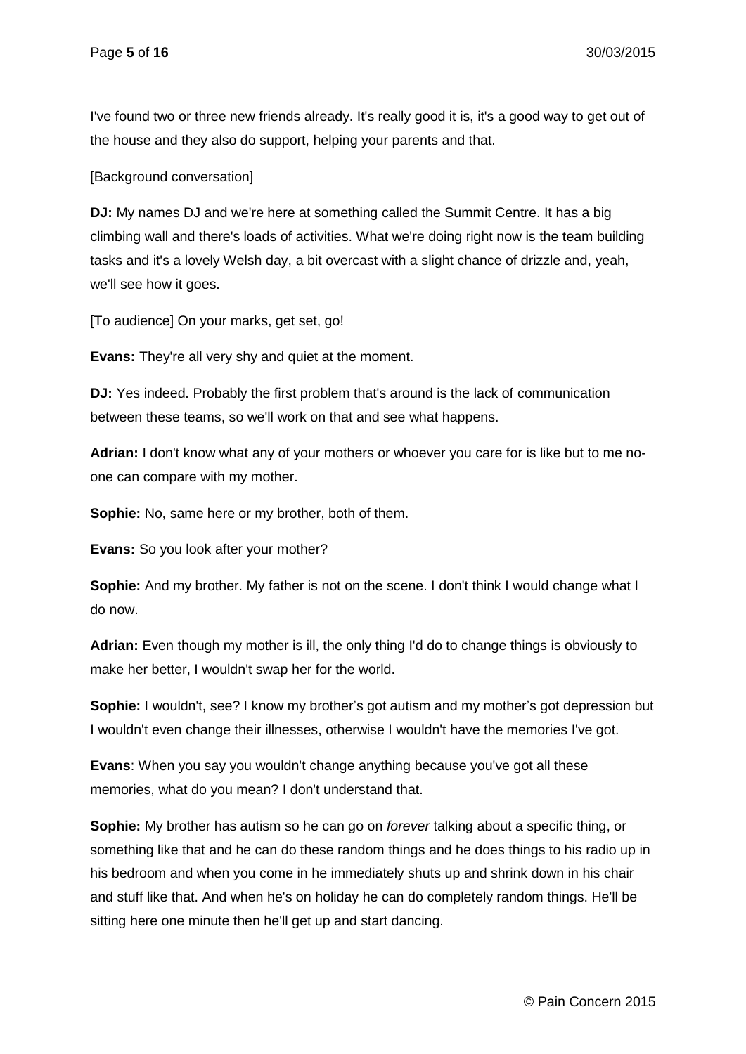I've found two or three new friends already. It's really good it is, it's a good way to get out of the house and they also do support, helping your parents and that.

[Background conversation]

**DJ:** My names DJ and we're here at something called the Summit Centre. It has a big climbing wall and there's loads of activities. What we're doing right now is the team building tasks and it's a lovely Welsh day, a bit overcast with a slight chance of drizzle and, yeah, we'll see how it goes.

[To audience] On your marks, get set, go!

**Evans:** They're all very shy and quiet at the moment.

**DJ:** Yes indeed. Probably the first problem that's around is the lack of communication between these teams, so we'll work on that and see what happens.

**Adrian:** I don't know what any of your mothers or whoever you care for is like but to me no-one can compare with my mother.

**Sophie:** No, same here or my brother, both of them.

**Evans:** So you look after your mother?

**Sophie:** And my brother. My father is not on the scene. I don't think I would change what I do now.

**Adrian:** Even though my mother is ill, the only thing I'd do to change things is obviously to make her better, I wouldn't swap her for the world.

**Sophie:** I wouldn't, see? I know my brother's got autism and my mother's got depression but I wouldn't even change their illnesses, otherwise I wouldn't have the memories I've got.

**Evans**: When you say you wouldn't change anything because you've got all these memories, what do you mean? I don't understand that.

**Sophie:** My brother has autism so he can go on *forever* talking about a specific thing, or something like that and he can do these random things and he does things to his radio up in his bedroom and when you come in he immediately shuts up and shrink down in his chair and stuff like that. And when he's on holiday he can do completely random things. He'll be sitting here one minute then he'll get up and start dancing.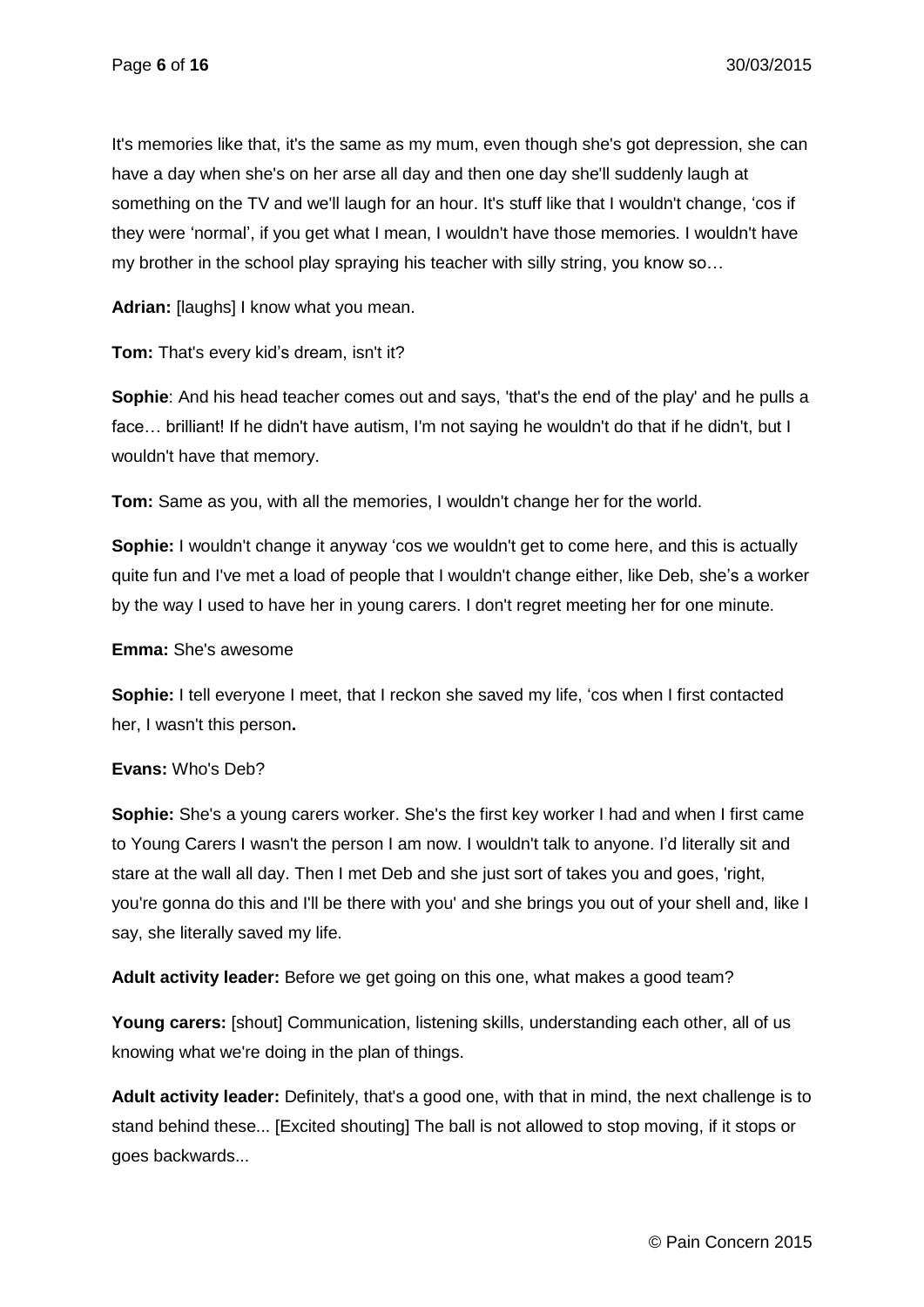It's memories like that, it's the same as my mum, even though she's got depression, she can have a day when she's on her arse all day and then one day she'll suddenly laugh at something on the TV and we'll laugh for an hour. It's stuff like that I wouldn't change, 'cos if they were 'normal', if you get what I mean, I wouldn't have those memories. I wouldn't have my brother in the school play spraying his teacher with silly string, you know so…

**Adrian:** [laughs] I know what you mean.

**Tom:** That's every kid's dream, isn't it?

**Sophie**: And his head teacher comes out and says, 'that's the end of the play' and he pulls a face… brilliant! If he didn't have autism, I'm not saying he wouldn't do that if he didn't, but I wouldn't have that memory.

**Tom:** Same as you, with all the memories, I wouldn't change her for the world.

**Sophie:** I wouldn't change it anyway 'cos we wouldn't get to come here, and this is actually quite fun and I've met a load of people that I wouldn't change either, like Deb, she's a worker by the way I used to have her in young carers. I don't regret meeting her for one minute.

**Emma:** She's awesome

**Sophie:** I tell everyone I meet, that I reckon she saved my life, 'cos when I first contacted her, I wasn't this person**.**

**Evans:** Who's Deb?

**Sophie:** She's a young carers worker. She's the first key worker I had and when I first came to Young Carers I wasn't the person I am now. I wouldn't talk to anyone. I'd literally sit and stare at the wall all day. Then I met Deb and she just sort of takes you and goes, 'right, you're gonna do this and I'll be there with you' and she brings you out of your shell and, like I say, she literally saved my life.

**Adult activity leader:** Before we get going on this one, what makes a good team?

**Young carers:** [shout] Communication, listening skills, understanding each other, all of us knowing what we're doing in the plan of things.

**Adult activity leader:** Definitely, that's a good one, with that in mind, the next challenge is to stand behind these... [Excited shouting] The ball is not allowed to stop moving, if it stops or goes backwards...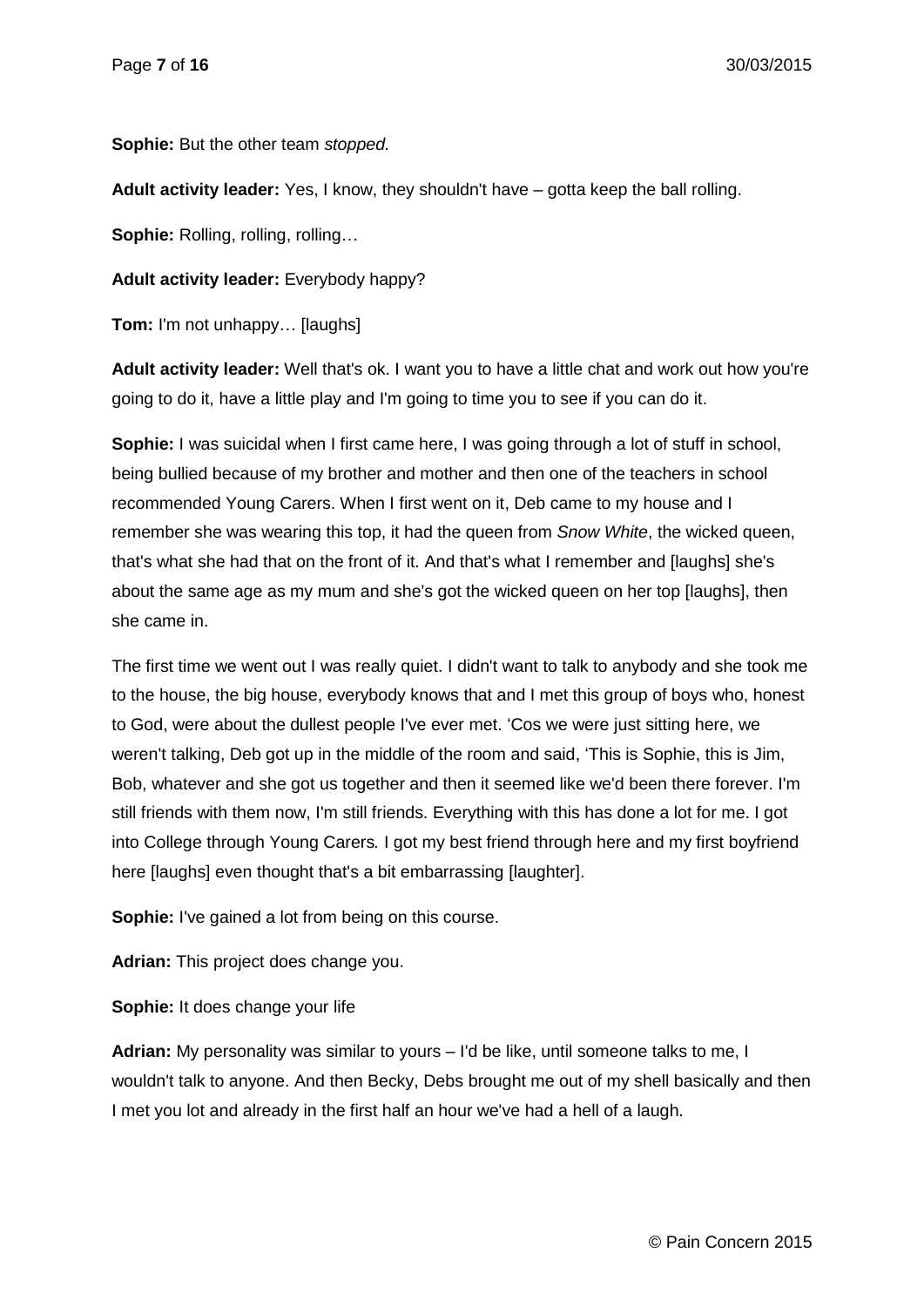**Sophie:** But the other team *stopped.*

**Adult activity leader:** Yes, I know, they shouldn't have – gotta keep the ball rolling.

**Sophie:** Rolling, rolling, rolling…

**Adult activity leader:** Everybody happy?

**Tom:** I'm not unhappy… [laughs]

**Adult activity leader:** Well that's ok. I want you to have a little chat and work out how you're going to do it, have a little play and I'm going to time you to see if you can do it.

**Sophie:** I was suicidal when I first came here, I was going through a lot of stuff in school, being bullied because of my brother and mother and then one of the teachers in school recommended Young Carers. When I first went on it, Deb came to my house and I remember she was wearing this top, it had the queen from *Snow White*, the wicked queen, that's what she had that on the front of it. And that's what I remember and [laughs] she's about the same age as my mum and she's got the wicked queen on her top [laughs], then she came in.

The first time we went out I was really quiet. I didn't want to talk to anybody and she took me to the house, the big house, everybody knows that and I met this group of boys who, honest to God, were about the dullest people I've ever met. 'Cos we were just sitting here, we weren't talking, Deb got up in the middle of the room and said, 'This is Sophie, this is Jim, Bob, whatever and she got us together and then it seemed like we'd been there forever. I'm still friends with them now, I'm still friends. Everything with this has done a lot for me. I got into College through Young Carers. I got my best friend through here and my first boyfriend here [laughs] even thought that's a bit embarrassing [laughter].

**Sophie:** I've gained a lot from being on this course.

**Adrian:** This project does change you.

**Sophie:** It does change your life

**Adrian:** My personality was similar to yours – I'd be like, until someone talks to me, I wouldn't talk to anyone. And then Becky, Debs brought me out of my shell basically and then I met you lot and already in the first half an hour we've had a hell of a laugh.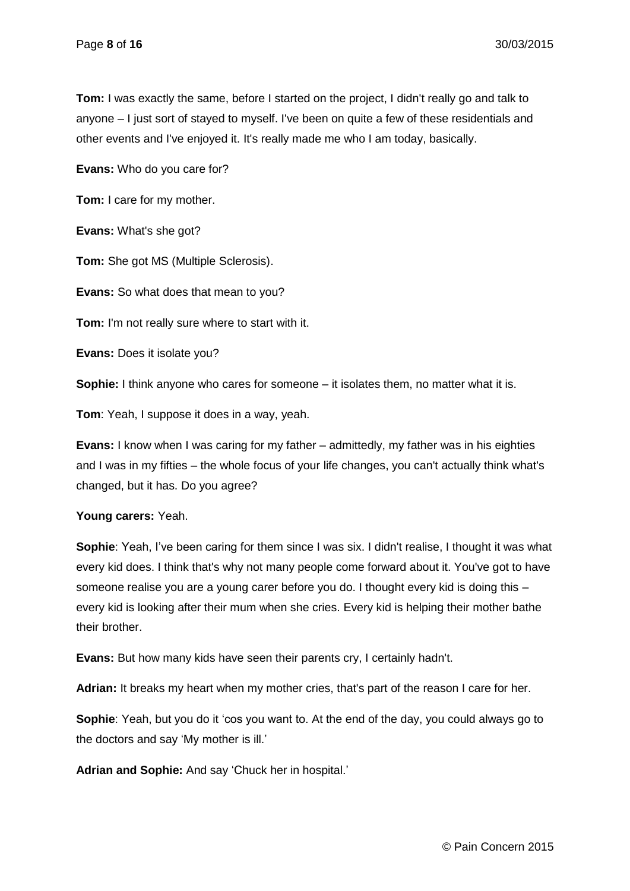**Tom:** I was exactly the same, before I started on the project, I didn't really go and talk to anyone – I just sort of stayed to myself. I've been on quite a few of these residentials and other events and I've enjoyed it. It's really made me who I am today, basically.

**Evans:** Who do you care for?

**Tom:** I care for my mother.

**Evans:** What's she got?

**Tom:** She got MS (Multiple Sclerosis).

**Evans:** So what does that mean to you?

**Tom:** I'm not really sure where to start with it.

**Evans:** Does it isolate you?

**Sophie:** I think anyone who cares for someone – it isolates them, no matter what it is.

**Tom**: Yeah, I suppose it does in a way, yeah.

**Evans:** I know when I was caring for my father – admittedly, my father was in his eighties and I was in my fifties – the whole focus of your life changes, you can't actually think what's changed, but it has. Do you agree?

**Young carers:** Yeah.

**Sophie**: Yeah, I've been caring for them since I was six. I didn't realise, I thought it was what every kid does. I think that's why not many people come forward about it. You've got to have someone realise you are a young carer before you do. I thought every kid is doing this – every kid is looking after their mum when she cries. Every kid is helping their mother bathe their brother.

**Evans:** But how many kids have seen their parents cry, I certainly hadn't.

**Adrian:** It breaks my heart when my mother cries, that's part of the reason I care for her.

**Sophie**: Yeah, but you do it 'cos you want to. At the end of the day, you could always go to the doctors and say 'My mother is ill.'

**Adrian and Sophie:** And say 'Chuck her in hospital.'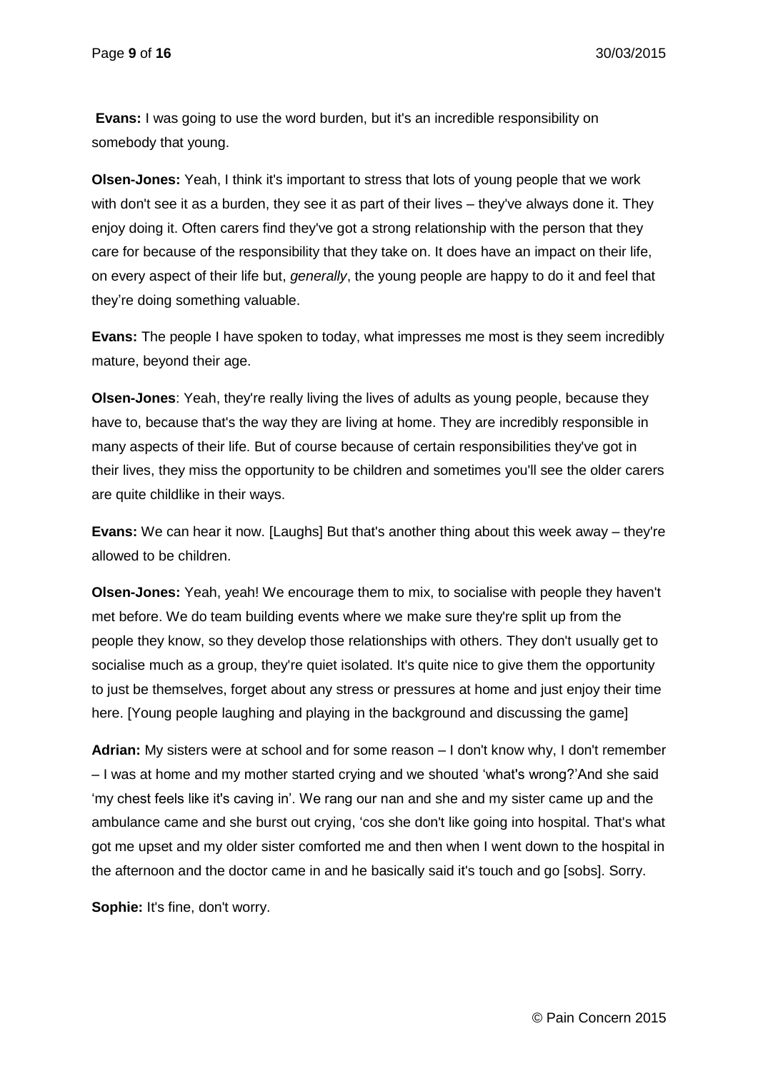**Evans:** I was going to use the word burden, but it's an incredible responsibility on somebody that young.

**Olsen-Jones:** Yeah, I think it's important to stress that lots of young people that we work with don't see it as a burden, they see it as part of their lives – they've always done it. They enjoy doing it. Often carers find they've got a strong relationship with the person that they care for because of the responsibility that they take on. It does have an impact on their life, on every aspect of their life but, *generally*, the young people are happy to do it and feel that they're doing something valuable.

**Evans:** The people I have spoken to today, what impresses me most is they seem incredibly mature, beyond their age.

**Olsen-Jones**: Yeah, they're really living the lives of adults as young people, because they have to, because that's the way they are living at home. They are incredibly responsible in many aspects of their life. But of course because of certain responsibilities they've got in their lives, they miss the opportunity to be children and sometimes you'll see the older carers are quite childlike in their ways.

**Evans:** We can hear it now. [Laughs] But that's another thing about this week away – they're allowed to be children.

**Olsen-Jones:** Yeah, yeah! We encourage them to mix, to socialise with people they haven't met before. We do team building events where we make sure they're split up from the people they know, so they develop those relationships with others. They don't usually get to socialise much as a group, they're quiet isolated. It's quite nice to give them the opportunity to just be themselves, forget about any stress or pressures at home and just enjoy their time here. [Young people laughing and playing in the background and discussing the game]

**Adrian:** My sisters were at school and for some reason – I don't know why, I don't remember – I was at home and my mother started crying and we shouted 'what's wrong?'And she said 'my chest feels like it's caving in'. We rang our nan and she and my sister came up and the ambulance came and she burst out crying, 'cos she don't like going into hospital. That's what got me upset and my older sister comforted me and then when I went down to the hospital in the afternoon and the doctor came in and he basically said it's touch and go [sobs]. Sorry.

**Sophie:** It's fine, don't worry.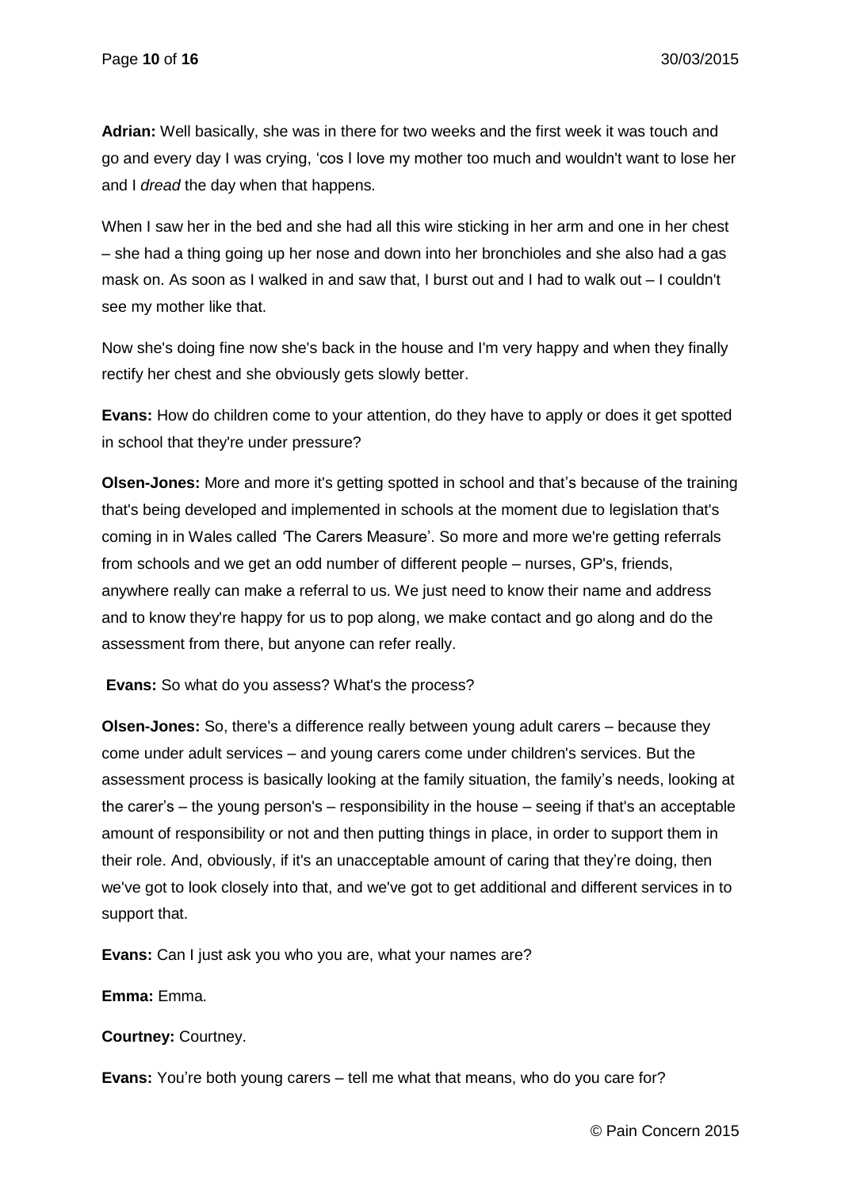**Adrian:** Well basically, she was in there for two weeks and the first week it was touch and go and every day I was crying, 'cos I love my mother too much and wouldn't want to lose her and I *dread* the day when that happens.

When I saw her in the bed and she had all this wire sticking in her arm and one in her chest – she had a thing going up her nose and down into her bronchioles and she also had a gas mask on. As soon as I walked in and saw that, I burst out and I had to walk out – I couldn't see my mother like that.

Now she's doing fine now she's back in the house and I'm very happy and when they finally rectify her chest and she obviously gets slowly better.

**Evans:** How do children come to your attention, do they have to apply or does it get spotted in school that they're under pressure?

**Olsen-Jones:** More and more it's getting spotted in school and that's because of the training that's being developed and implemented in schools at the moment due to legislation that's coming in in Wales called 'The Carers Measure'. So more and more we're getting referrals from schools and we get an odd number of different people – nurses, GP's, friends, anywhere really can make a referral to us. We just need to know their name and address and to know they're happy for us to pop along, we make contact and go along and do the assessment from there, but anyone can refer really.

**Evans:** So what do you assess? What's the process?

**Olsen-Jones:** So, there's a difference really between young adult carers – because they come under adult services – and young carers come under children's services. But the assessment process is basically looking at the family situation, the family's needs, looking at the carer's – the young person's – responsibility in the house – seeing if that's an acceptable amount of responsibility or not and then putting things in place, in order to support them in their role. And, obviously, if it's an unacceptable amount of caring that they're doing, then we've got to look closely into that, and we've got to get additional and different services in to support that.

**Evans:** Can I just ask you who you are, what your names are?

**Emma:** Emma.

**Courtney:** Courtney.

**Evans:** You're both young carers – tell me what that means, who do you care for?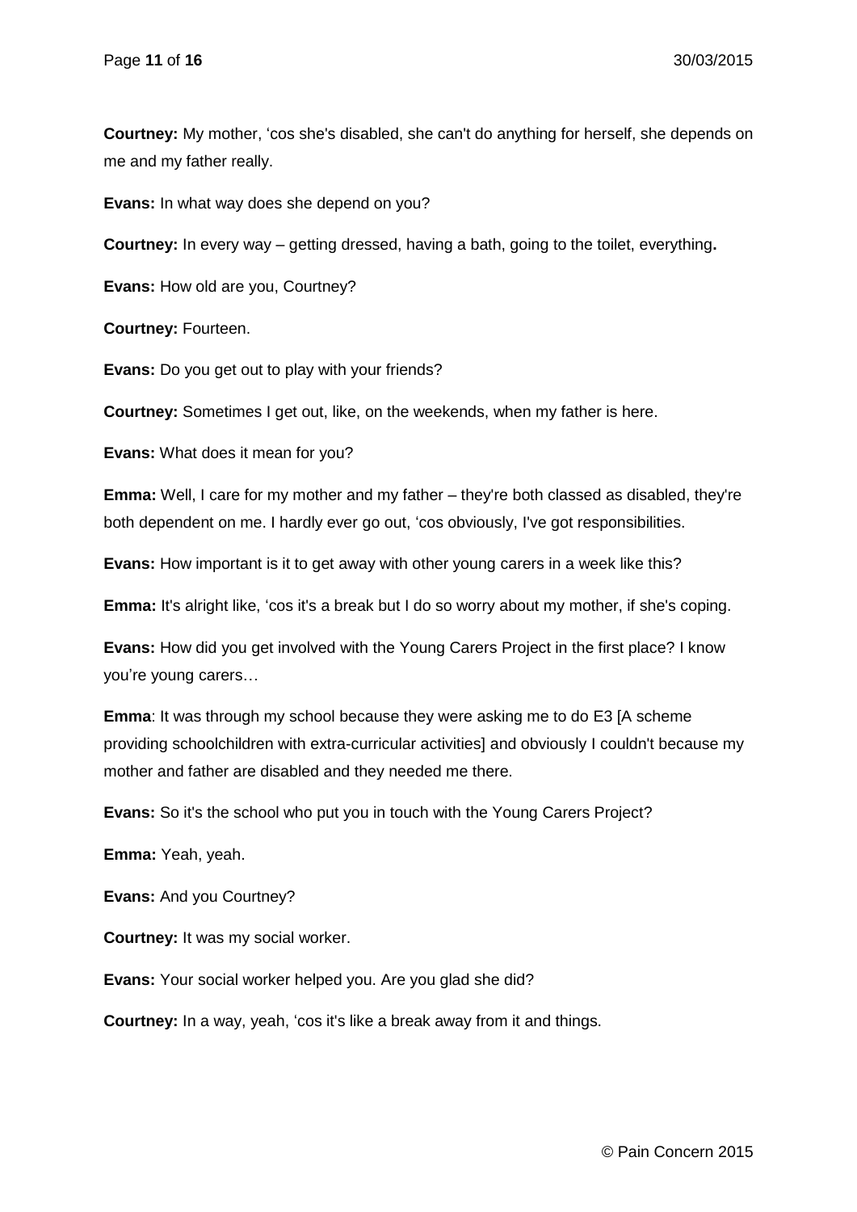**Courtney:** My mother, 'cos she's disabled, she can't do anything for herself, she depends on me and my father really.

**Evans:** In what way does she depend on you?

**Courtney:** In every way – getting dressed, having a bath, going to the toilet, everything**.**

**Evans:** How old are you, Courtney?

**Courtney:** Fourteen.

**Evans:** Do you get out to play with your friends?

**Courtney:** Sometimes I get out, like, on the weekends, when my father is here.

**Evans:** What does it mean for you?

**Emma:** Well, I care for my mother and my father – they're both classed as disabled, they're both dependent on me. I hardly ever go out, 'cos obviously, I've got responsibilities.

**Evans:** How important is it to get away with other young carers in a week like this?

**Emma:** It's alright like, 'cos it's a break but I do so worry about my mother, if she's coping.

**Evans:** How did you get involved with the Young Carers Project in the first place? I know you're young carers…

**Emma**: It was through my school because they were asking me to do E3 [A scheme providing schoolchildren with extra-curricular activities] and obviously I couldn't because my mother and father are disabled and they needed me there.

**Evans:** So it's the school who put you in touch with the Young Carers Project?

**Emma:** Yeah, yeah.

**Evans:** And you Courtney?

**Courtney:** It was my social worker.

**Evans:** Your social worker helped you. Are you glad she did?

**Courtney:** In a way, yeah, 'cos it's like a break away from it and things.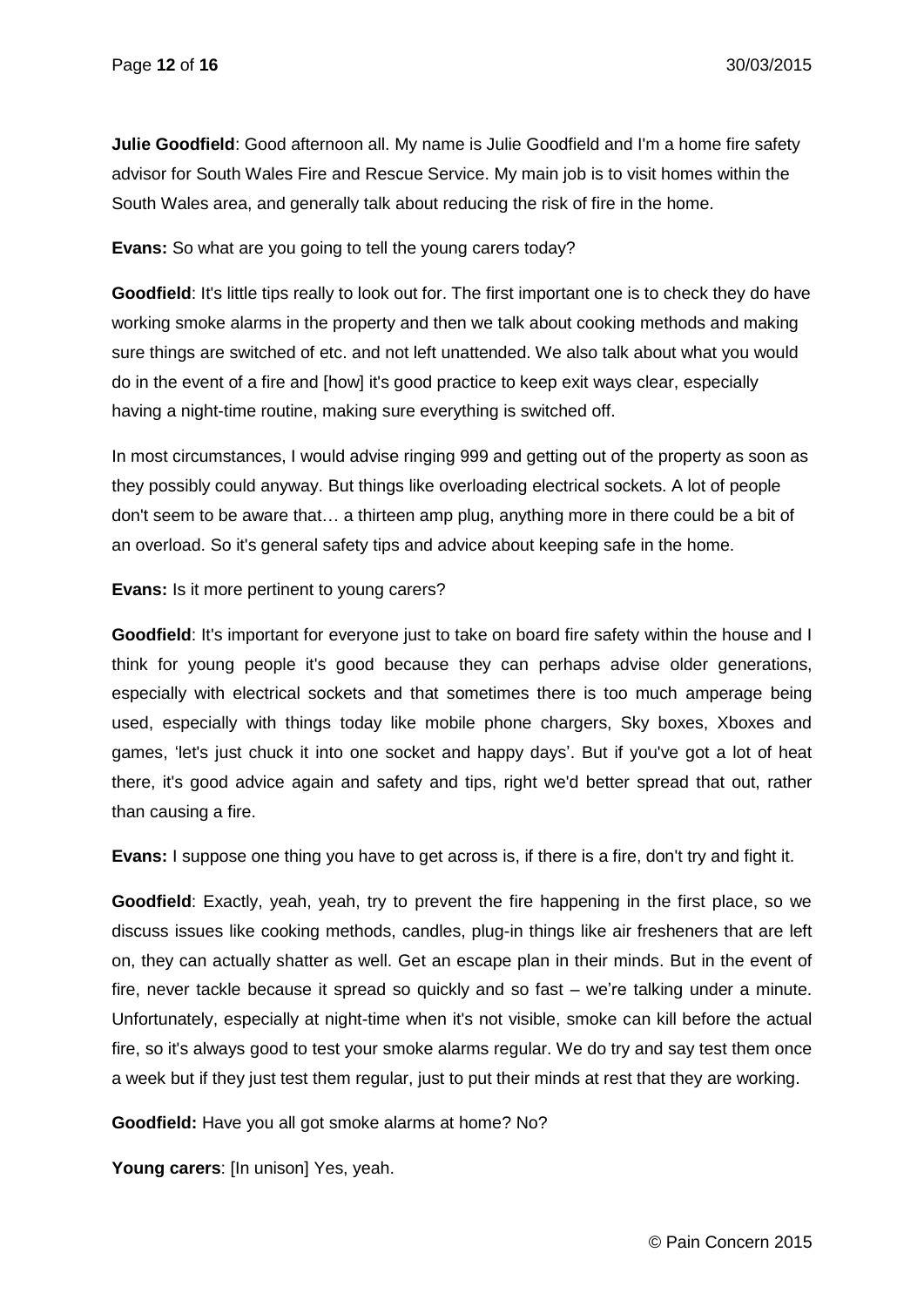**Julie Goodfield**: Good afternoon all. My name is Julie Goodfield and I'm a home fire safety advisor for South Wales Fire and Rescue Service. My main job is to visit homes within the South Wales area, and generally talk about reducing the risk of fire in the home.

**Evans:** So what are you going to tell the young carers today?

**Goodfield**: It's little tips really to look out for. The first important one is to check they do have working smoke alarms in the property and then we talk about cooking methods and making sure things are switched of etc. and not left unattended. We also talk about what you would do in the event of a fire and [how] it's good practice to keep exit ways clear, especially having a night-time routine, making sure everything is switched off.

In most circumstances, I would advise ringing 999 and getting out of the property as soon as they possibly could anyway. But things like overloading electrical sockets. A lot of people don't seem to be aware that… a thirteen amp plug, anything more in there could be a bit of an overload. So it's general safety tips and advice about keeping safe in the home.

**Evans:** Is it more pertinent to young carers?

**Goodfield**: It's important for everyone just to take on board fire safety within the house and I think for young people it's good because they can perhaps advise older generations, especially with electrical sockets and that sometimes there is too much amperage being used, especially with things today like mobile phone chargers, Sky boxes, Xboxes and games, 'let's just chuck it into one socket and happy days'. But if you've got a lot of heat there, it's good advice again and safety and tips, right we'd better spread that out, rather than causing a fire.

**Evans:** I suppose one thing you have to get across is, if there is a fire, don't try and fight it.

**Goodfield**: Exactly, yeah, yeah, try to prevent the fire happening in the first place, so we discuss issues like cooking methods, candles, plug-in things like air fresheners that are left on, they can actually shatter as well. Get an escape plan in their minds. But in the event of fire, never tackle because it spread so quickly and so fast – we're talking under a minute. Unfortunately, especially at night-time when it's not visible, smoke can kill before the actual fire, so it's always good to test your smoke alarms regular. We do try and say test them once a week but if they just test them regular, just to put their minds at rest that they are working.

**Goodfield:** Have you all got smoke alarms at home? No?

**Young carers**: [In unison] Yes, yeah.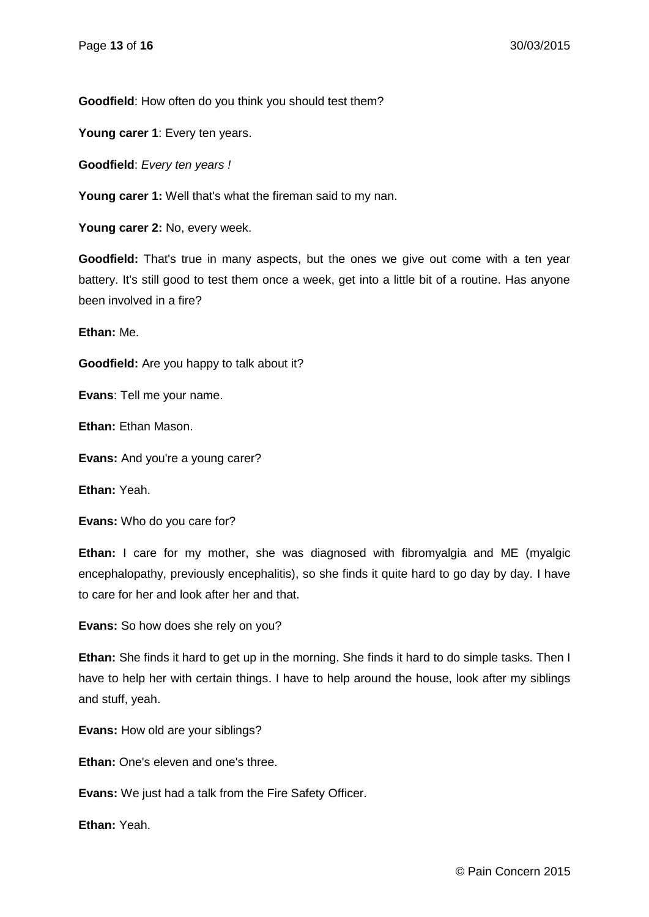**Goodfield**: How often do you think you should test them?

**Young carer 1**: Every ten years.

**Goodfield**: *Every ten years !*

**Young carer 1:** Well that's what the fireman said to my nan.

**Young carer 2:** No, every week.

**Goodfield:** That's true in many aspects, but the ones we give out come with a ten year battery. It's still good to test them once a week, get into a little bit of a routine. Has anyone been involved in a fire?

**Ethan:** Me.

**Goodfield:** Are you happy to talk about it?

**Evans**: Tell me your name.

**Ethan:** Ethan Mason.

**Evans:** And you're a young carer?

**Ethan:** Yeah.

**Evans:** Who do you care for?

**Ethan:** I care for my mother, she was diagnosed with fibromyalgia and ME (myalgic encephalopathy, previously encephalitis), so she finds it quite hard to go day by day. I have to care for her and look after her and that.

**Evans:** So how does she rely on you?

**Ethan:** She finds it hard to get up in the morning. She finds it hard to do simple tasks. Then I have to help her with certain things. I have to help around the house, look after my siblings and stuff, yeah.

**Evans:** How old are your siblings?

**Ethan:** One's eleven and one's three.

**Evans:** We just had a talk from the Fire Safety Officer.

**Ethan:** Yeah.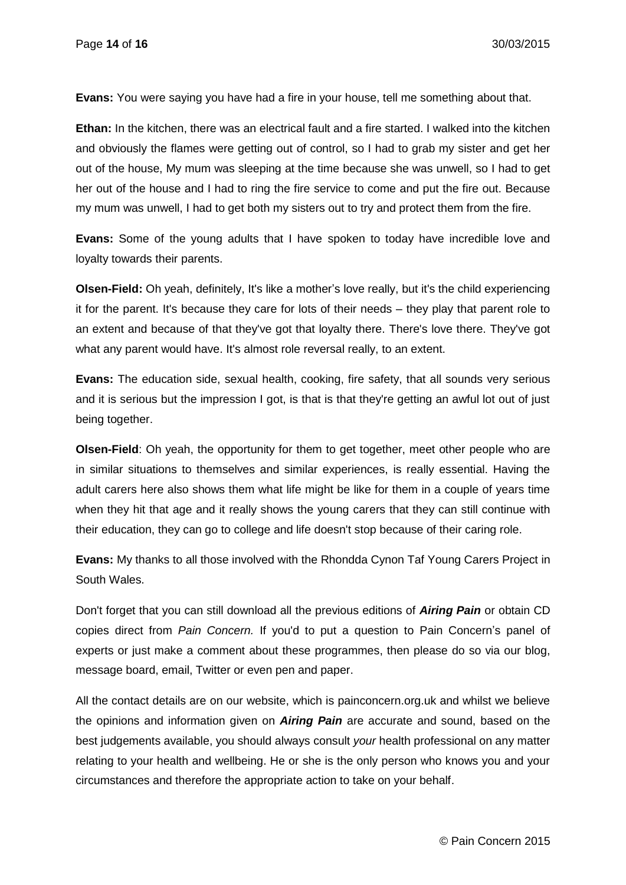**Evans:** You were saying you have had a fire in your house, tell me something about that.

**Ethan:** In the kitchen, there was an electrical fault and a fire started. I walked into the kitchen and obviously the flames were getting out of control, so I had to grab my sister and get her out of the house, My mum was sleeping at the time because she was unwell, so I had to get her out of the house and I had to ring the fire service to come and put the fire out. Because my mum was unwell, I had to get both my sisters out to try and protect them from the fire.

**Evans:** Some of the young adults that I have spoken to today have incredible love and loyalty towards their parents.

**Olsen-Field:** Oh yeah, definitely, It's like a mother's love really, but it's the child experiencing it for the parent. It's because they care for lots of their needs – they play that parent role to an extent and because of that they've got that loyalty there. There's love there. They've got what any parent would have. It's almost role reversal really, to an extent.

**Evans:** The education side, sexual health, cooking, fire safety, that all sounds very serious and it is serious but the impression I got, is that is that they're getting an awful lot out of just being together.

**Olsen-Field**: Oh yeah, the opportunity for them to get together, meet other people who are in similar situations to themselves and similar experiences, is really essential. Having the adult carers here also shows them what life might be like for them in a couple of years time when they hit that age and it really shows the young carers that they can still continue with their education, they can go to college and life doesn't stop because of their caring role.

**Evans:** My thanks to all those involved with the Rhondda Cynon Taf Young Carers Project in South Wales.

Don't forget that you can still download all the previous editions of ***Airing Pain*** or obtain CD copies direct from *Pain Concern.* If you'd to put a question to Pain Concern's panel of experts or just make a comment about these programmes, then please do so via our blog, message board, email, Twitter or even pen and paper.

All the contact details are on our website, which is painconcern.org.uk and whilst we believe the opinions and information given on ***Airing Pain*** are accurate and sound, based on the best judgements available, you should always consult *your* health professional on any matter relating to your health and wellbeing. He or she is the only person who knows you and your circumstances and therefore the appropriate action to take on your behalf.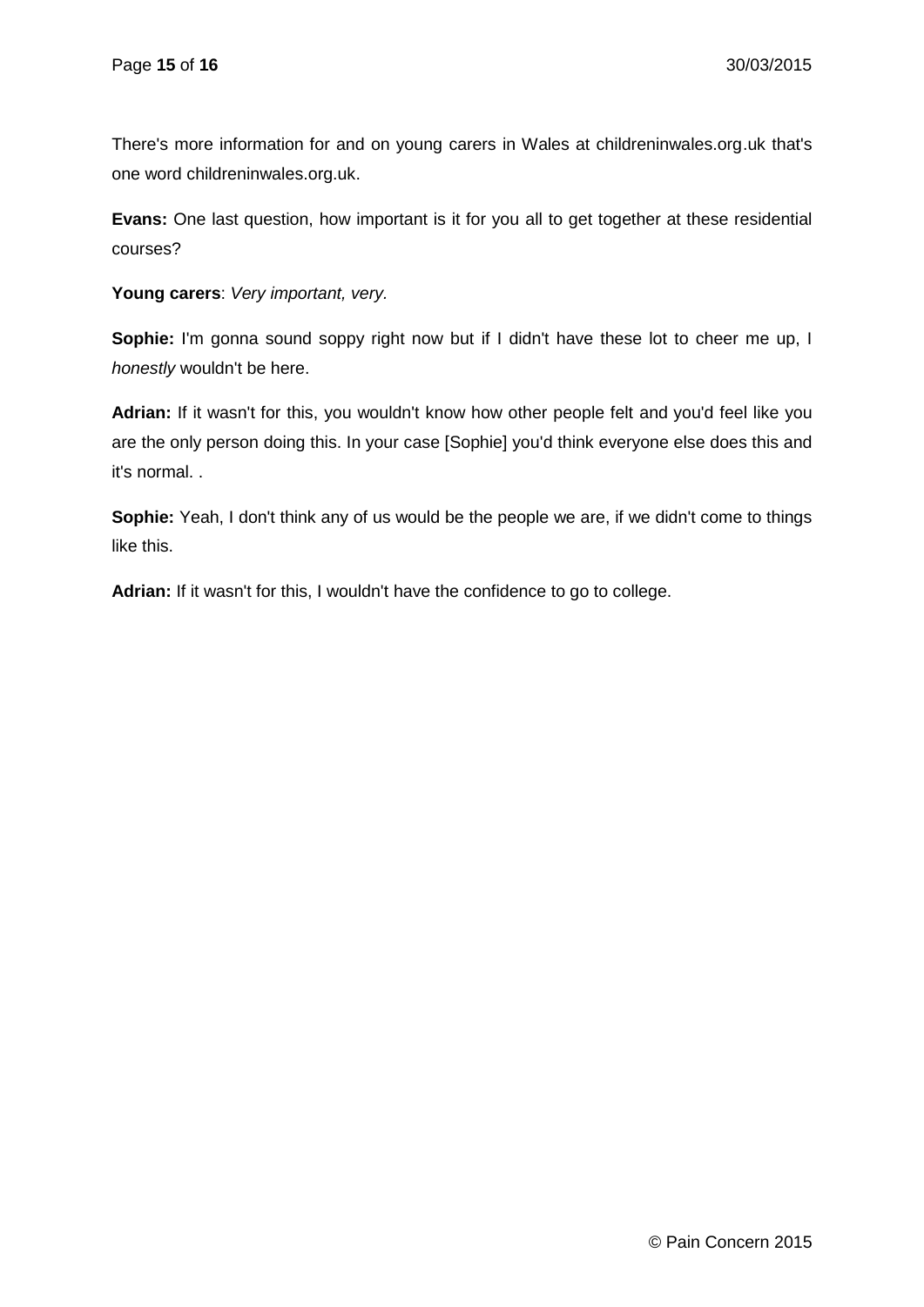There's more information for and on young carers in Wales at childreninwales.org.uk that's one word childreninwales.org.uk.

**Evans:** One last question, how important is it for you all to get together at these residential courses?

**Young carers**: *Very important, very.*

**Sophie:** I'm gonna sound soppy right now but if I didn't have these lot to cheer me up, I *honestly* wouldn't be here.

**Adrian:** If it wasn't for this, you wouldn't know how other people felt and you'd feel like you are the only person doing this. In your case [Sophie] you'd think everyone else does this and it's normal. .

**Sophie:** Yeah, I don't think any of us would be the people we are, if we didn't come to things like this.

**Adrian:** If it wasn't for this, I wouldn't have the confidence to go to college.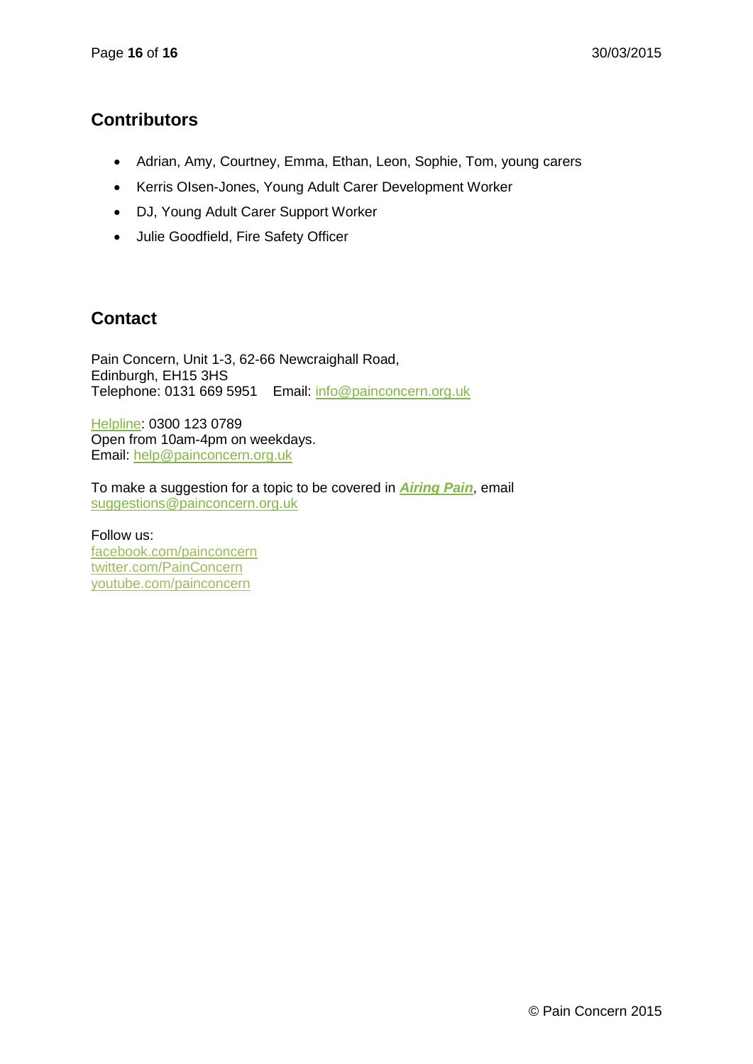## Contributors

- Adrian, Amy, Courtney, Emma, Ethan, Leon, Sophie, Tom, young carers
- Kerris Olsen-Jones, Young Adult Carer Development Worker
- DJ, Young Adult Carer Support Worker
- Julie Goodfield, Fire Safety Officer

## Contact

Pain Concern, Unit 1-3, 62-66 Newcraighall Road,
Edinburgh, EH15 3HS
Telephone: 0131 669 5951    Email: info@painconcern.org.uk

Helpline: 0300 123 0789
Open from 10am-4pm on weekdays.
Email: help@painconcern.org.uk

To make a suggestion for a topic to be covered in ***Airing Pain***, email suggestions@painconcern.org.uk

Follow us:
facebook.com/painconcern
twitter.com/PainConcern
youtube.com/painconcern

© Pain Concern 2015